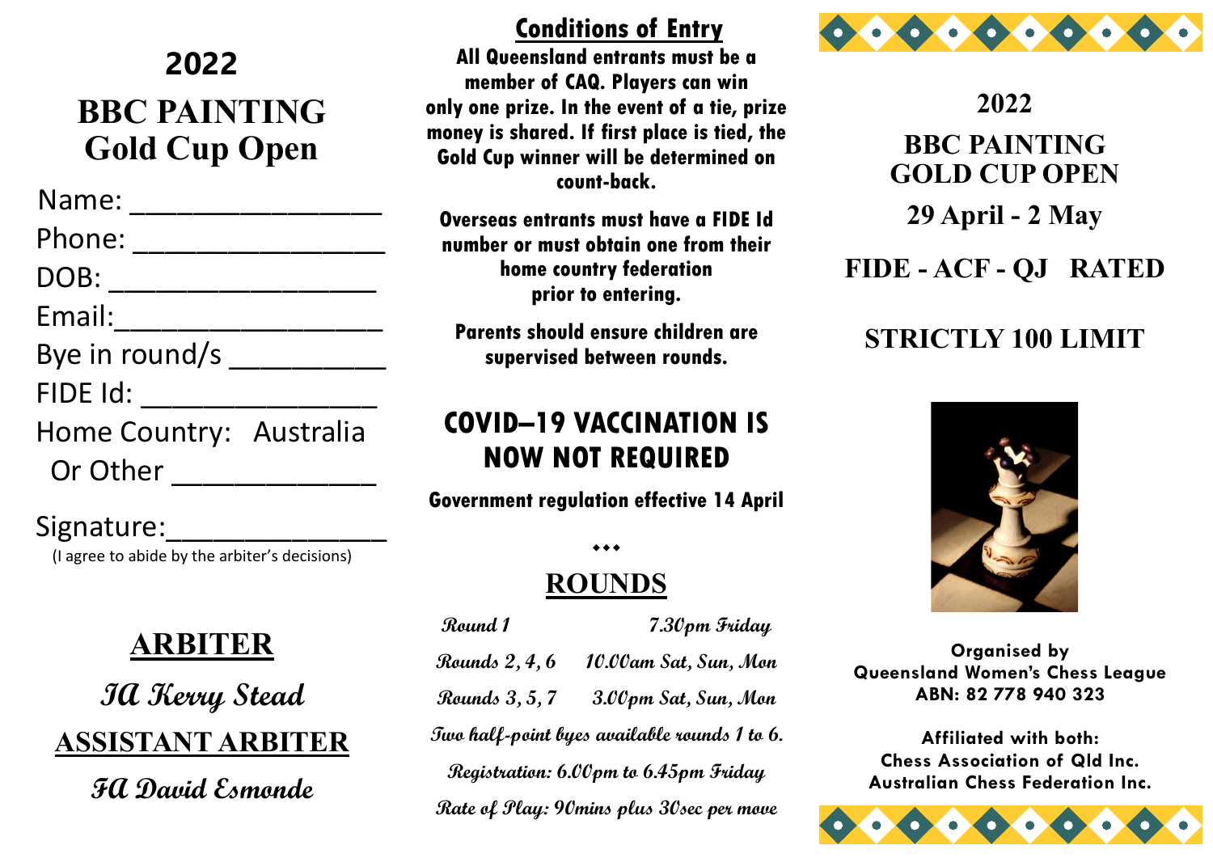# 2022

# BBC PAINTING Gold Cup Open

Name: _______________

Phone: _______________

DOB: _________________

Email:_________________

Bye in round/s _________

FIDE Id: _______________

Home Country: Australia

Or Other _____________

Signature:_____________

(I agree to abide by the arbiter's decisions)

## ARBITER

**IA Kerry Stead**

## ASSISTANT ARBITER

**FA David Esmonde**

## Conditions of Entry

**All Queensland entrants must be a member of CAQ. Players can win only one prize. In the event of a tie, prize money is shared. If first place is tied, the Gold Cup winner will be determined on count-back.**

**Overseas entrants must have a FIDE Id number or must obtain one from their home country federation prior to entering.**

**Parents should ensure children are supervised between rounds.**

## COVID–19 VACCINATION IS NOW NOT REQUIRED

**Government regulation effective 14 April**

⬥⬥⬥

## ROUNDS

| | |
|---|---|
| *Round 1* | *7.30pm Friday* |
| *Rounds 2, 4, 6* | *10.00am Sat, Sun, Mon* |
| *Rounds 3, 5, 7* | *3.00pm Sat, Sun, Mon* |

*Two half-point byes available rounds 1 to 6.*

*Registration: 6.00pm to 6.45pm Friday*

*Rate of Play: 90mins plus 30sec per move*

# 2022

# BBC PAINTING GOLD CUP OPEN

## 29 April - 2 May

## FIDE - ACF - QJ RATED

## STRICTLY 100 LIMIT

**Organised by**
**Queensland Women's Chess League**
**ABN: 82 778 940 323**

**Affiliated with both:**
**Chess Association of Qld Inc.**
**Australian Chess Federation Inc.**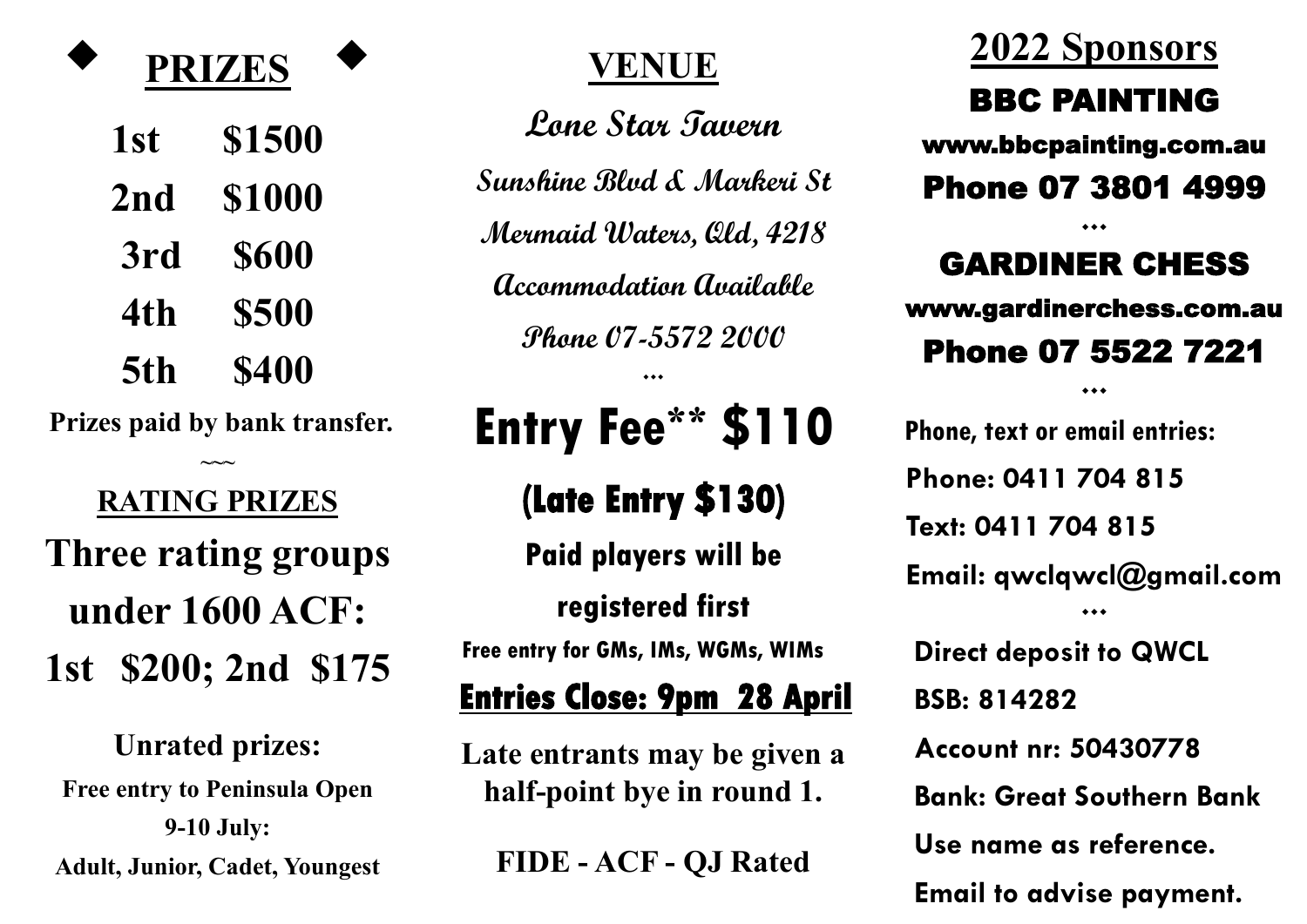## ◆ PRIZES ◆

**1st $1500**

**2nd $1000**

**3rd $600**

**4th $500**

**5th $400**

**Prizes paid by bank transfer.**

~~~

### RATING PRIZES

**Three rating groups under 1600 ACF:**

**1st $200; 2nd $175**

**Unrated prizes:**

**Free entry to Peninsula Open 9-10 July:**

**Adult, Junior, Cadet, Youngest**

## VENUE

*Lone Star Tavern*

*Sunshine Blvd & Markeri St*

*Mermaid Waters, Qld, 4218*

*Accommodation Available*

*Phone 07-5572 2000*

...

# Entry Fee** $110

## (Late Entry $130)

**Paid players will be registered first**

**Free entry for GMs, IMs, WGMs, WIMs**

**Entries Close: 9pm 28 April**

**Late entrants may be given a half-point bye in round 1.**

**FIDE - ACF - QJ Rated**

## 2022 Sponsors

### BBC PAINTING

**www.bbcpainting.com.au**

**Phone 07 3801 4999**

...

### GARDINER CHESS

**www.gardinerchess.com.au**

**Phone 07 5522 7221**

...

**Phone, text or email entries:**

**Phone: 0411 704 815**

**Text: 0411 704 815**

**Email: qwclqwcl@gmail.com**

...

**Direct deposit to QWCL**

**BSB: 814282**

**Account nr: 50430778**

**Bank: Great Southern Bank**

**Use name as reference.**

**Email to advise payment.**